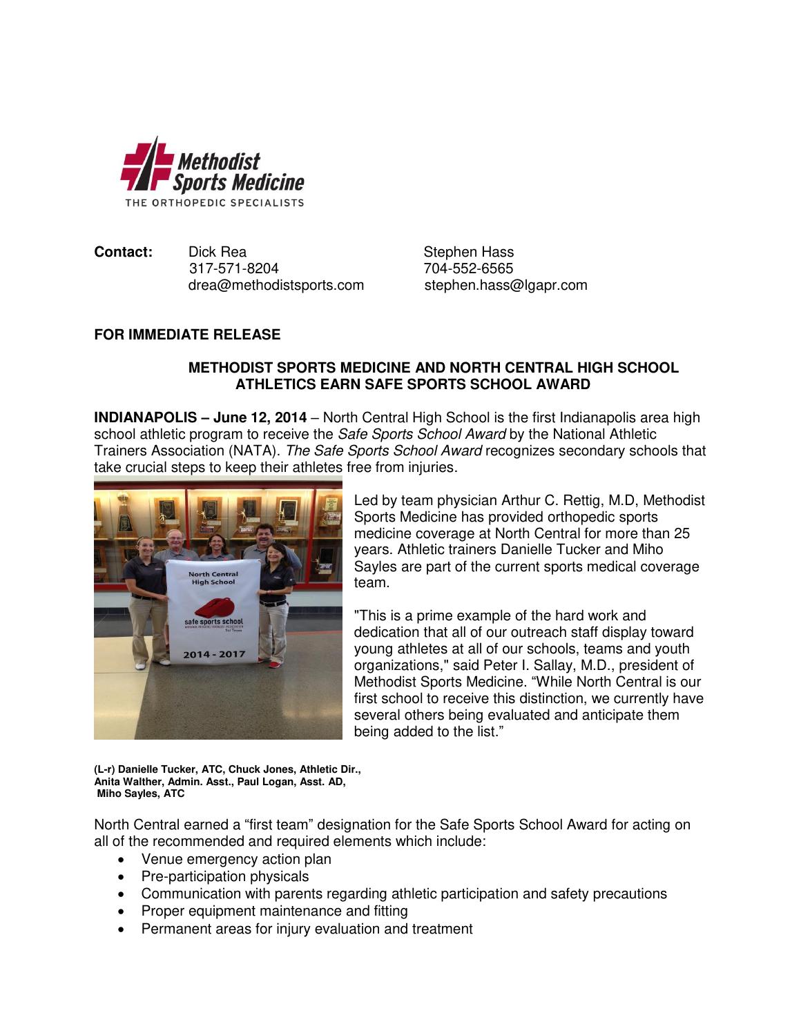Methodist Sports Medicine
THE ORTHOPEDIC SPECIALISTS

**Contact:** Dick Rea
317-571-8204
drea@methodistsports.com

Stephen Hass
704-552-6565
stephen.hass@lgapr.com

**FOR IMMEDIATE RELEASE**

## METHODIST SPORTS MEDICINE AND NORTH CENTRAL HIGH SCHOOL ATHLETICS EARN SAFE SPORTS SCHOOL AWARD

**INDIANAPOLIS – June 12, 2014** – North Central High School is the first Indianapolis area high school athletic program to receive the *Safe Sports School Award* by the National Athletic Trainers Association (NATA). *The Safe Sports School Award* recognizes secondary schools that take crucial steps to keep their athletes free from injuries.

Led by team physician Arthur C. Rettig, M.D, Methodist Sports Medicine has provided orthopedic sports medicine coverage at North Central for more than 25 years. Athletic trainers Danielle Tucker and Miho Sayles are part of the current sports medical coverage team.

"This is a prime example of the hard work and dedication that all of our outreach staff display toward young athletes at all of our schools, teams and youth organizations," said Peter I. Sallay, M.D., president of Methodist Sports Medicine. "While North Central is our first school to receive this distinction, we currently have several others being evaluated and anticipate them being added to the list."

**(L-r) Danielle Tucker, ATC, Chuck Jones, Athletic Dir., Anita Walther, Admin. Asst., Paul Logan, Asst. AD, Miho Sayles, ATC**

North Central earned a "first team" designation for the Safe Sports School Award for acting on all of the recommended and required elements which include:

- Venue emergency action plan
- Pre-participation physicals
- Communication with parents regarding athletic participation and safety precautions
- Proper equipment maintenance and fitting
- Permanent areas for injury evaluation and treatment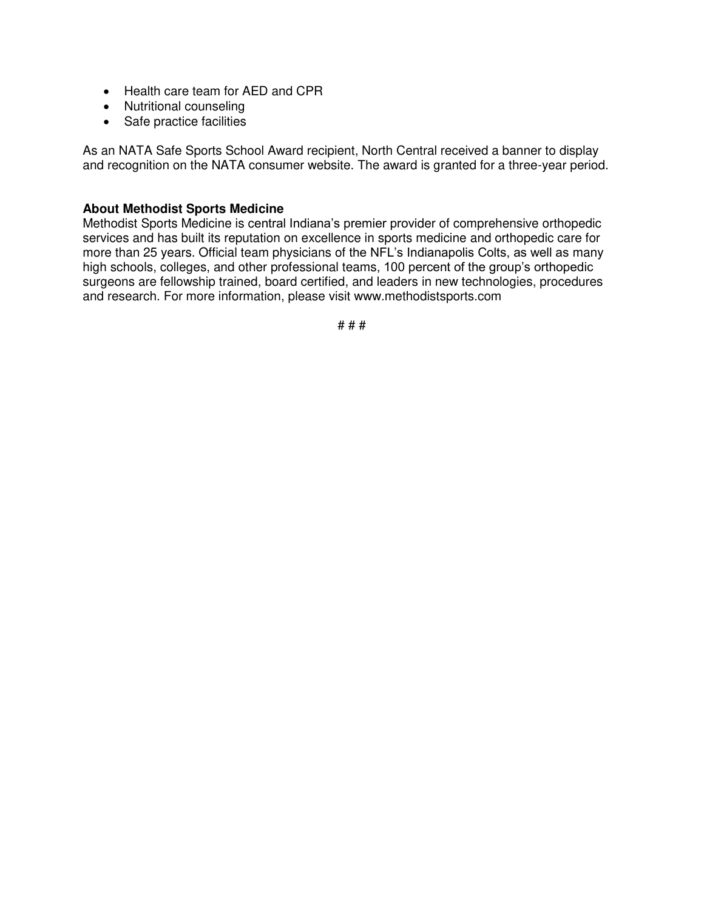- Health care team for AED and CPR
- Nutritional counseling
- Safe practice facilities

As an NATA Safe Sports School Award recipient, North Central received a banner to display and recognition on the NATA consumer website. The award is granted for a three-year period.

**About Methodist Sports Medicine**
Methodist Sports Medicine is central Indiana's premier provider of comprehensive orthopedic services and has built its reputation on excellence in sports medicine and orthopedic care for more than 25 years. Official team physicians of the NFL's Indianapolis Colts, as well as many high schools, colleges, and other professional teams, 100 percent of the group's orthopedic surgeons are fellowship trained, board certified, and leaders in new technologies, procedures and research. For more information, please visit www.methodistsports.com

# # #